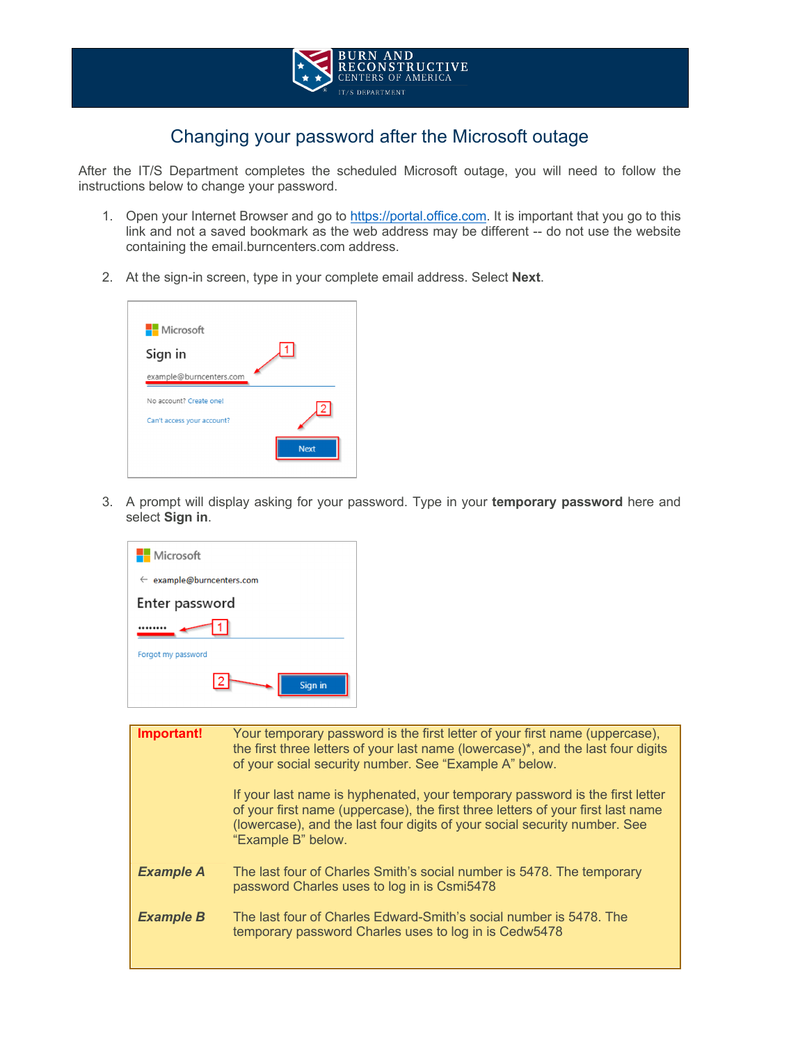BURN AND RECONSTRUCTIVE CENTERS OF AMERICA
IT/S DEPARTMENT

# Changing your password after the Microsoft outage

After the IT/S Department completes the scheduled Microsoft outage, you will need to follow the instructions below to change your password.

1. Open your Internet Browser and go to https://portal.office.com. It is important that you go to this link and not a saved bookmark as the web address may be different -- do not use the website containing the email.burncenters.com address.

2. At the sign-in screen, type in your complete email address. Select **Next**.

   Microsoft
   Sign in
   example@burncenters.com
   No account? Create one!
   Can't access your account?
   Next

3. A prompt will display asking for your password. Type in your **temporary password** here and select **Sign in**.

   Microsoft
   ← example@burncenters.com
   Enter password
   ••••••••
   Forgot my password
   Sign in

| | |
|---|---|
| **Important!** | Your temporary password is the first letter of your first name (uppercase), the first three letters of your last name (lowercase)*, and the last four digits of your social security number. See "Example A" below.<br><br>If your last name is hyphenated, your temporary password is the first letter of your first name (uppercase), the first three letters of your first last name (lowercase), and the last four digits of your social security number. See "Example B" below. |
| ***Example A*** | The last four of Charles Smith's social number is 5478. The temporary password Charles uses to log in is Csmi5478 |
| ***Example B*** | The last four of Charles Edward-Smith's social number is 5478. The temporary password Charles uses to log in is Cedw5478 |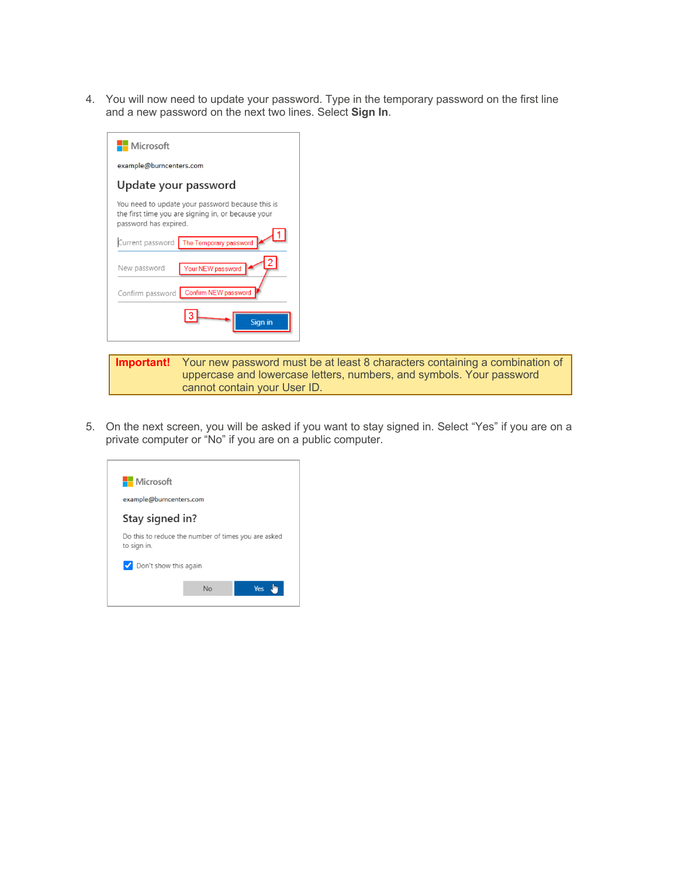4. You will now need to update your password. Type in the temporary password on the first line and a new password on the next two lines. Select **Sign In**.

Microsoft

example@burncenters.com

Update your password

You need to update your password because this is the first time you are signing in, or because your password has expired.

Current password — The Temporary password (1)

New password — Your NEW password (2)

Confirm password — Confirm NEW password

(3) Sign in

| **Important!** | Your new password must be at least 8 characters containing a combination of uppercase and lowercase letters, numbers, and symbols. Your password cannot contain your User ID. |
|---|---|

5. On the next screen, you will be asked if you want to stay signed in. Select "Yes" if you are on a private computer or "No" if you are on a public computer.

Microsoft

example@burncenters.com

Stay signed in?

Do this to reduce the number of times you are asked to sign in.

☑ Don't show this again

No Yes